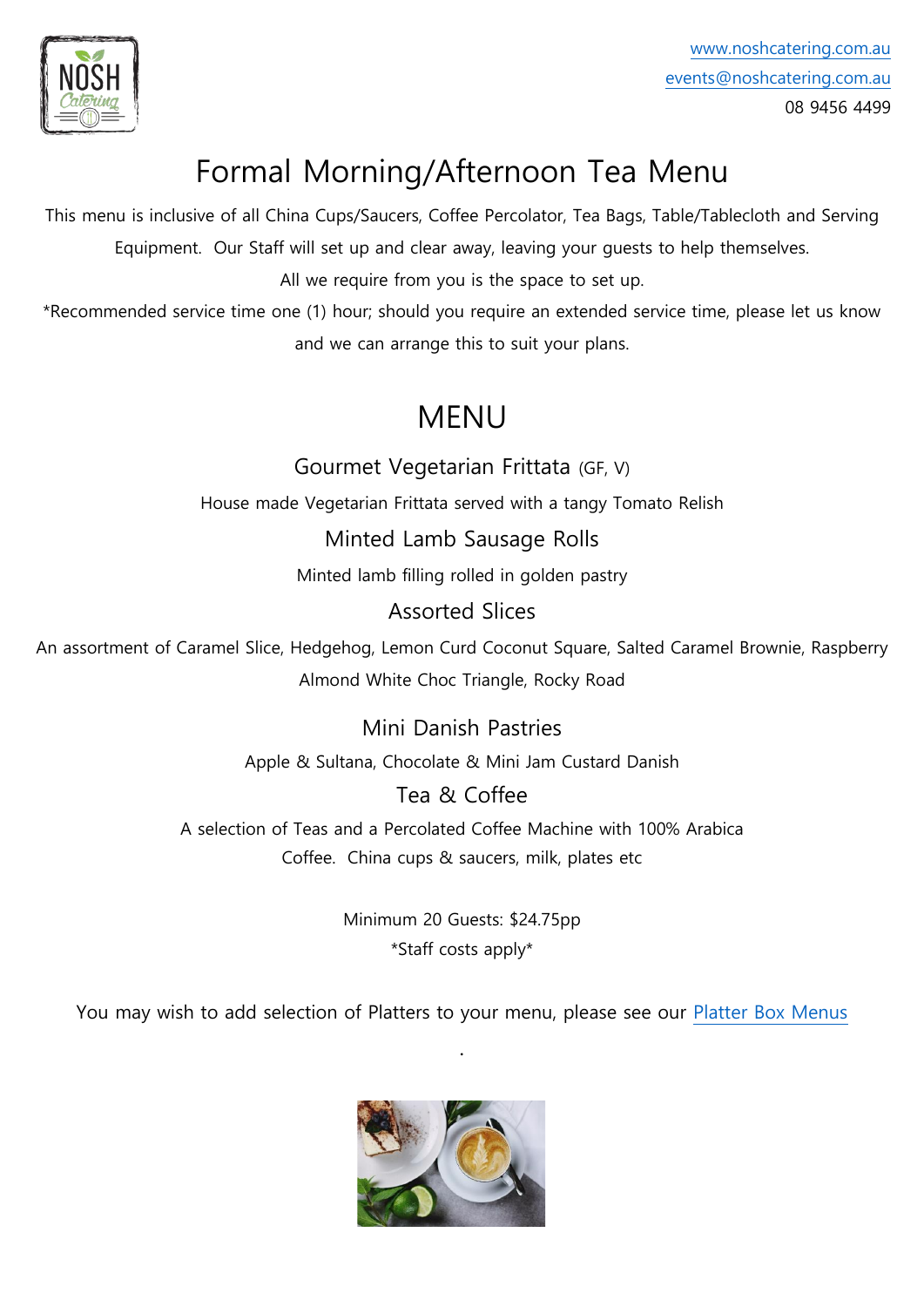www.noshcatering.com.au
events@noshcatering.com.au
08 9456 4499

# Formal Morning/Afternoon Tea Menu

This menu is inclusive of all China Cups/Saucers, Coffee Percolator, Tea Bags, Table/Tablecloth and Serving Equipment. Our Staff will set up and clear away, leaving your guests to help themselves.

All we require from you is the space to set up.

*Recommended service time one (1) hour; should you require an extended service time, please let us know and we can arrange this to suit your plans.

## MENU

### Gourmet Vegetarian Frittata (GF, V)

House made Vegetarian Frittata served with a tangy Tomato Relish

### Minted Lamb Sausage Rolls

Minted lamb filling rolled in golden pastry

### Assorted Slices

An assortment of Caramel Slice, Hedgehog, Lemon Curd Coconut Square, Salted Caramel Brownie, Raspberry Almond White Choc Triangle, Rocky Road

### Mini Danish Pastries

Apple & Sultana, Chocolate & Mini Jam Custard Danish

### Tea & Coffee

A selection of Teas and a Percolated Coffee Machine with 100% Arabica Coffee. China cups & saucers, milk, plates etc

Minimum 20 Guests: $24.75pp

*Staff costs apply*

You may wish to add selection of Platters to your menu, please see our Platter Box Menus

.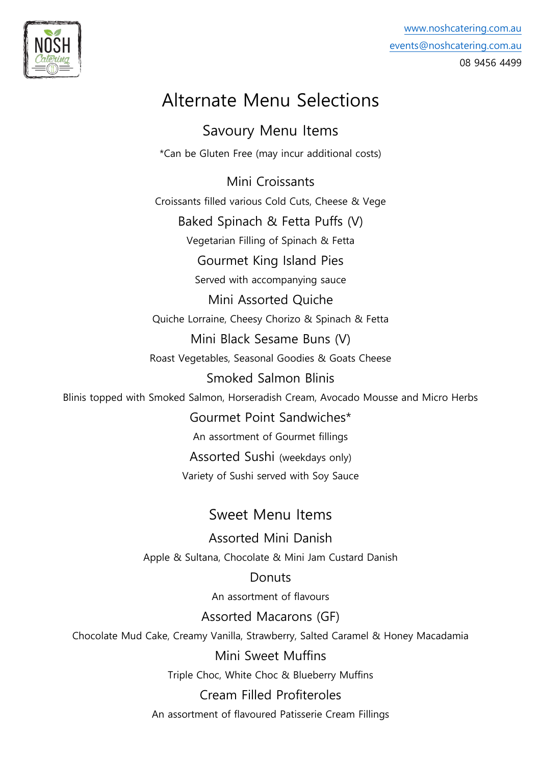www.noshcatering.com.au
events@noshcatering.com.au
08 9456 4499

# Alternate Menu Selections

## Savoury Menu Items

*Can be Gluten Free (may incur additional costs)

### Mini Croissants

Croissants filled various Cold Cuts, Cheese & Vege

### Baked Spinach & Fetta Puffs (V)

Vegetarian Filling of Spinach & Fetta

### Gourmet King Island Pies

Served with accompanying sauce

### Mini Assorted Quiche

Quiche Lorraine, Cheesy Chorizo & Spinach & Fetta

### Mini Black Sesame Buns (V)

Roast Vegetables, Seasonal Goodies & Goats Cheese

### Smoked Salmon Blinis

Blinis topped with Smoked Salmon, Horseradish Cream, Avocado Mousse and Micro Herbs

### Gourmet Point Sandwiches*

An assortment of Gourmet fillings

### Assorted Sushi (weekdays only)

Variety of Sushi served with Soy Sauce

## Sweet Menu Items

### Assorted Mini Danish

Apple & Sultana, Chocolate & Mini Jam Custard Danish

### Donuts

An assortment of flavours

### Assorted Macarons (GF)

Chocolate Mud Cake, Creamy Vanilla, Strawberry, Salted Caramel & Honey Macadamia

### Mini Sweet Muffins

Triple Choc, White Choc & Blueberry Muffins

### Cream Filled Profiteroles

An assortment of flavoured Patisserie Cream Fillings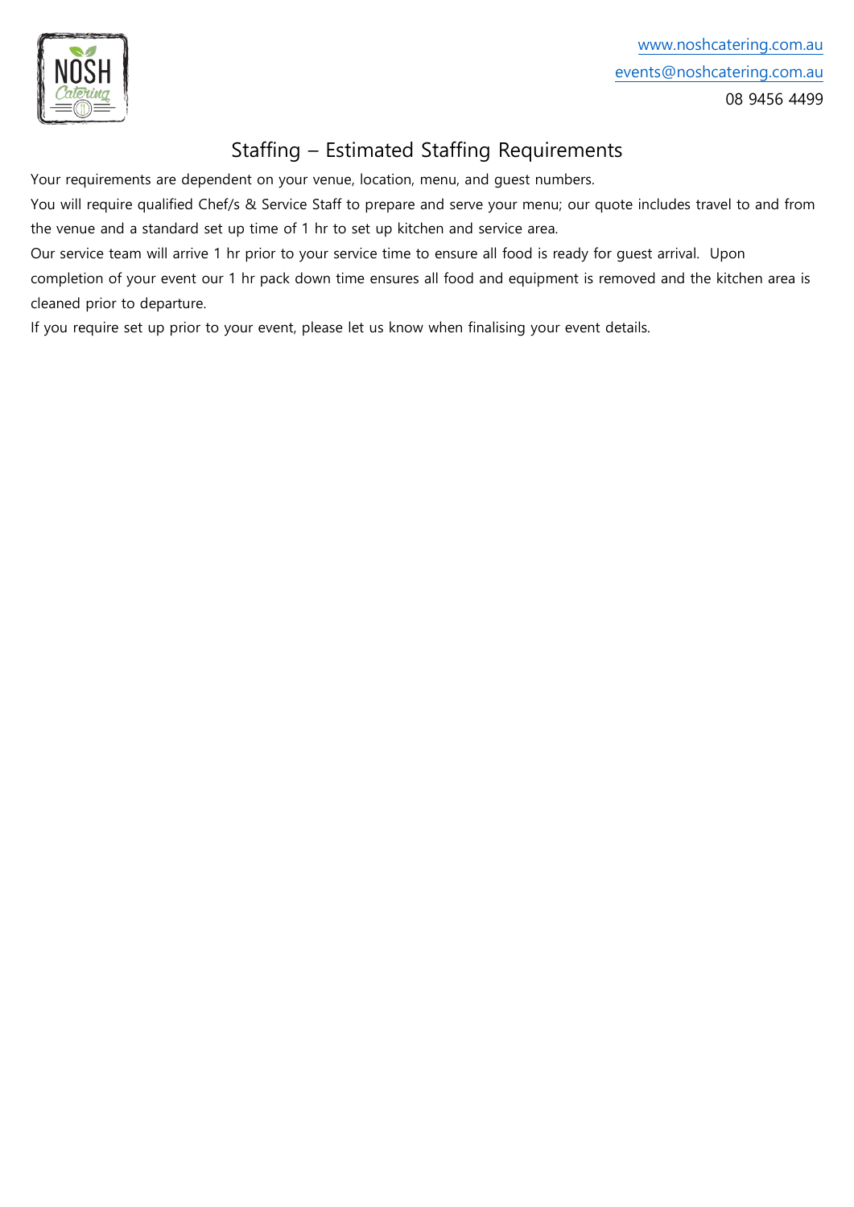www.noshcatering.com.au
events@noshcatering.com.au
08 9456 4499

## Staffing – Estimated Staffing Requirements

Your requirements are dependent on your venue, location, menu, and guest numbers.

You will require qualified Chef/s & Service Staff to prepare and serve your menu; our quote includes travel to and from the venue and a standard set up time of 1 hr to set up kitchen and service area.

Our service team will arrive 1 hr prior to your service time to ensure all food is ready for guest arrival. Upon completion of your event our 1 hr pack down time ensures all food and equipment is removed and the kitchen area is cleaned prior to departure.

If you require set up prior to your event, please let us know when finalising your event details.